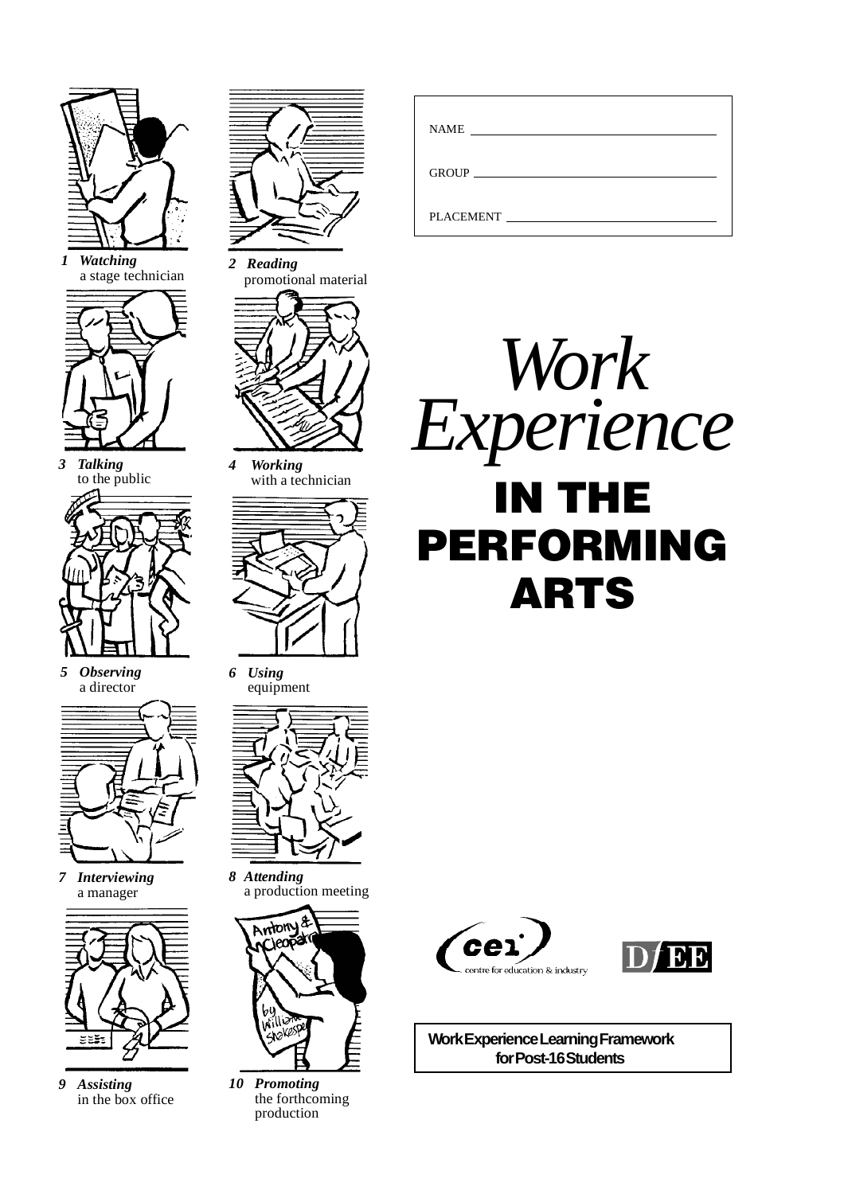NAME ____________________

GROUP ____________________

PLACEMENT ____________________

# *Work Experience*

# IN THE PERFORMING ARTS

1 ***Watching*** a stage technician

2 ***Reading*** promotional material

3 ***Talking*** to the public

4 ***Working*** with a technician

5 ***Observing*** a director

6 ***Using*** equipment

7 ***Interviewing*** a manager

8 ***Attending*** a production meeting

9 ***Assisting*** in the box office

10 ***Promoting*** the forthcoming production

cei centre for education & industry

DfEE

**Work Experience Learning Framework for Post-16 Students**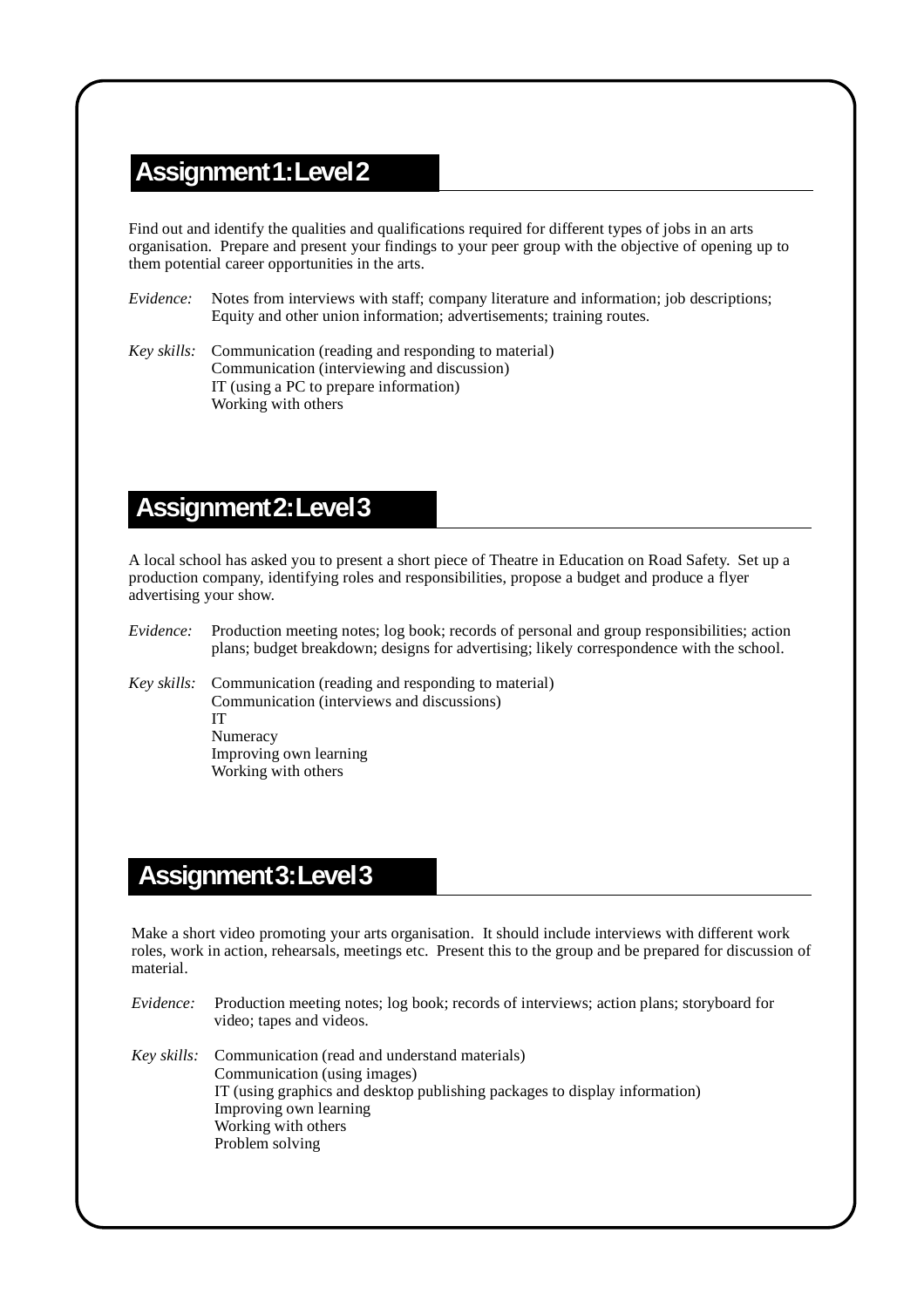## Assignment 1: Level 2

Find out and identify the qualities and qualifications required for different types of jobs in an arts organisation. Prepare and present your findings to your peer group with the objective of opening up to them potential career opportunities in the arts.

*Evidence:* Notes from interviews with staff; company literature and information; job descriptions; Equity and other union information; advertisements; training routes.

*Key skills:*
- Communication (reading and responding to material)
- Communication (interviewing and discussion)
- IT (using a PC to prepare information)
- Working with others

## Assignment 2: Level 3

A local school has asked you to present a short piece of Theatre in Education on Road Safety. Set up a production company, identifying roles and responsibilities, propose a budget and produce a flyer advertising your show.

*Evidence:* Production meeting notes; log book; records of personal and group responsibilities; action plans; budget breakdown; designs for advertising; likely correspondence with the school.

*Key skills:*
- Communication (reading and responding to material)
- Communication (interviews and discussions)
- IT
- Numeracy
- Improving own learning
- Working with others

## Assignment 3: Level 3

Make a short video promoting your arts organisation. It should include interviews with different work roles, work in action, rehearsals, meetings etc. Present this to the group and be prepared for discussion of material.

*Evidence:* Production meeting notes; log book; records of interviews; action plans; storyboard for video; tapes and videos.

*Key skills:*
- Communication (read and understand materials)
- Communication (using images)
- IT (using graphics and desktop publishing packages to display information)
- Improving own learning
- Working with others
- Problem solving